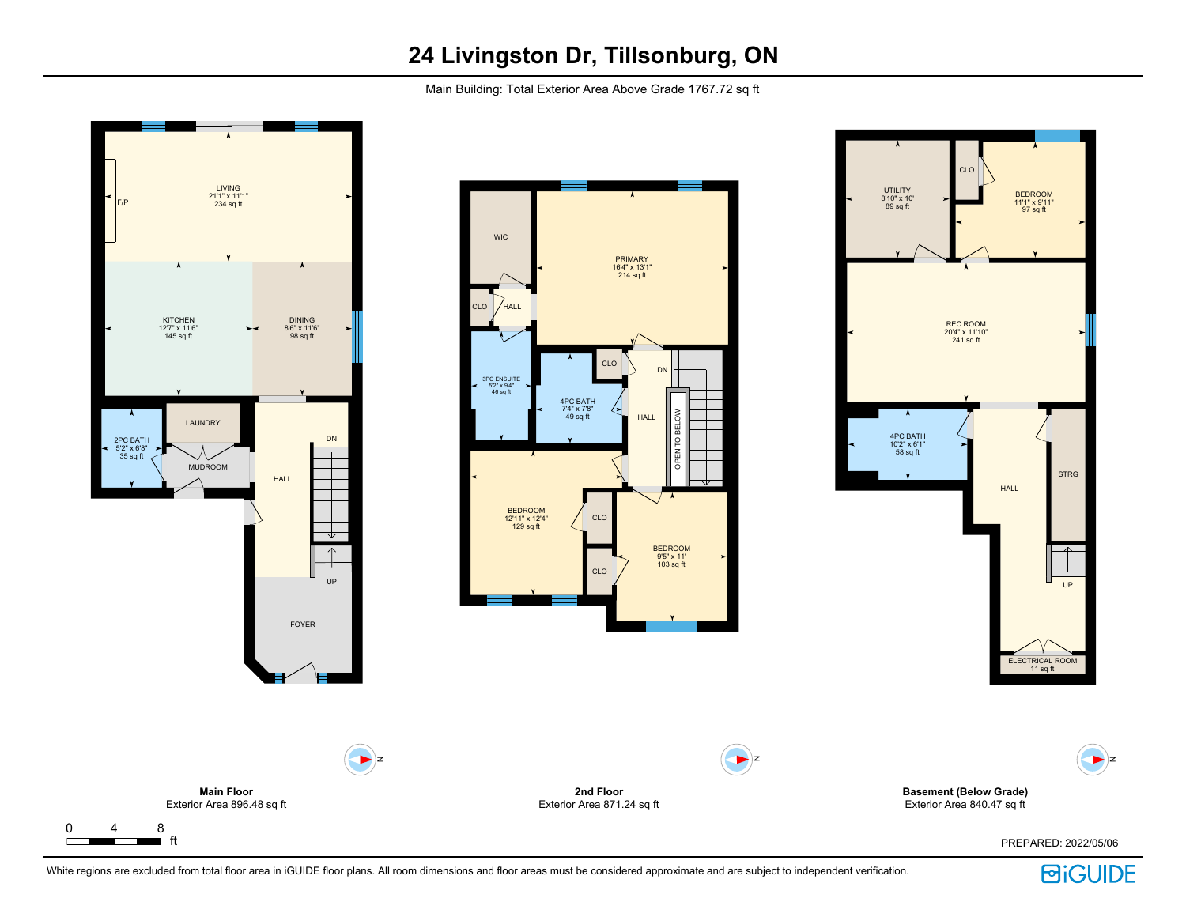# 24 Livingston Dr, Tillsonburg, ON

Main Building: Total Exterior Area Above Grade 1767.72 sq ft

## Main Floor

Exterior Area 896.48 sq ft

- LIVING 21'1" x 11'1" 234 sq ft
- F/P
- KITCHEN 12'7" x 11'6" 145 sq ft
- DINING 8'6" x 11'6" 98 sq ft
- 2PC BATH 5'2" x 6'8" 35 sq ft
- LAUNDRY
- MUDROOM
- HALL
- DN
- UP
- FOYER

## 2nd Floor

Exterior Area 871.24 sq ft

- WIC
- CLO
- HALL
- PRIMARY 16'4" x 13'1" 214 sq ft
- 3PC ENSUITE 5'2" x 9'4" 46 sq ft
- 4PC BATH 7'4" x 7'8" 49 sq ft
- CLO
- DN
- HALL
- OPEN TO BELOW
- BEDROOM 12'11" x 12'4" 129 sq ft
- CLO
- CLO
- BEDROOM 9'5" x 11' 103 sq ft

## Basement (Below Grade)

Exterior Area 840.47 sq ft

- UTILITY 8'10" x 10' 89 sq ft
- CLO
- BEDROOM 11'1" x 9'11" 97 sq ft
- REC ROOM 20'4" x 11'10" 241 sq ft
- 4PC BATH 10'2" x 6'1" 58 sq ft
- HALL
- STRG
- UP
- ELECTRICAL ROOM 11 sq ft

0 4 8 ft

PREPARED: 2022/05/06

White regions are excluded from total floor area in iGUIDE floor plans. All room dimensions and floor areas must be considered approximate and are subject to independent verification.

iGUIDE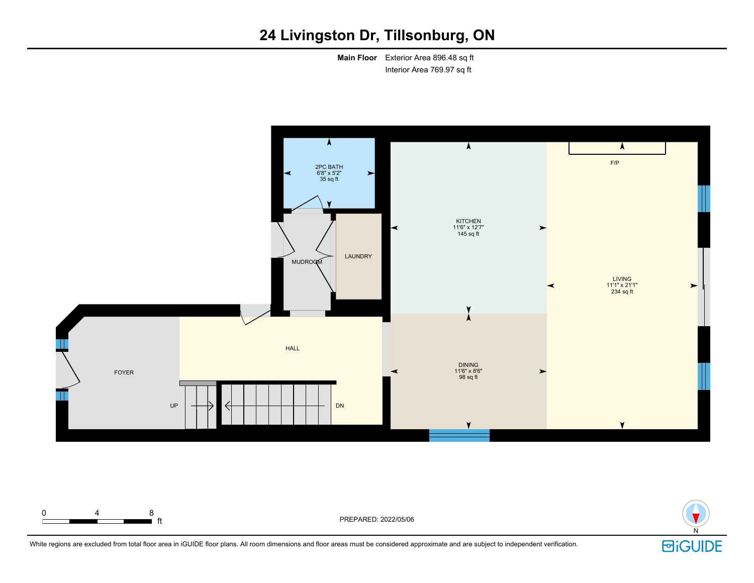# 24 Livingston Dr, Tillsonburg, ON

**Main Floor** Exterior Area 896.48 sq ft
Interior Area 769.97 sq ft

2PC BATH
6'8" x 5'2"
35 sq ft

KITCHEN
11'6" x 12'7"
145 sq ft

F/P

LIVING
11'1" x 21'1"
234 sq ft

MUDROOM

LAUNDRY

HALL

FOYER

UP

DN

DINING
11'6" x 8'6"
98 sq ft

0 4 8 ft

PREPARED: 2022/05/06

N

White regions are excluded from total floor area in iGUIDE floor plans. All room dimensions and floor areas must be considered approximate and are subject to independent verification.

iGUIDE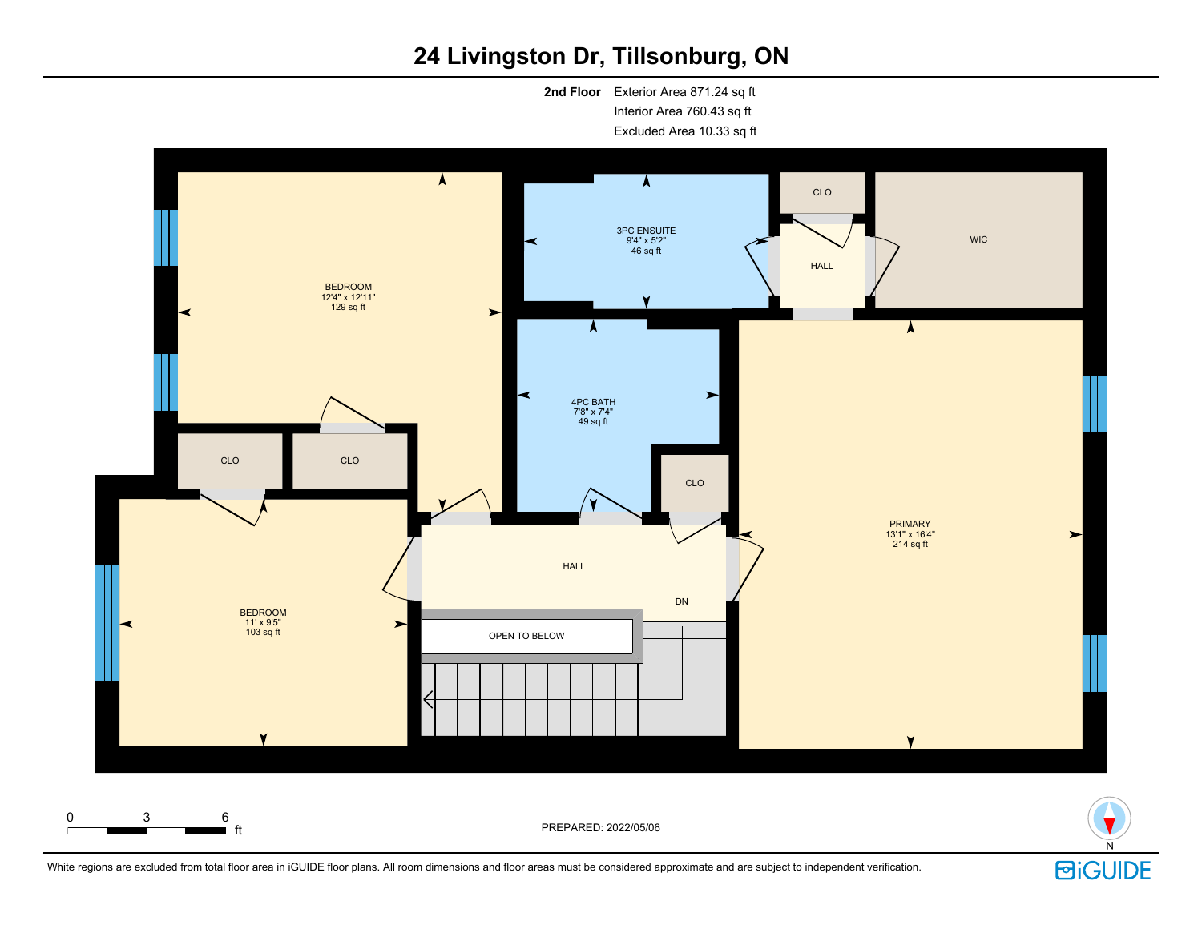# 24 Livingston Dr, Tillsonburg, ON

**2nd Floor** Exterior Area 871.24 sq ft
Interior Area 760.43 sq ft
Excluded Area 10.33 sq ft

BEDROOM
12'4" x 12'11"
129 sq ft

3PC ENSUITE
9'4" x 5'2"
46 sq ft

CLO

HALL

WIC

4PC BATH
7'8" x 7'4"
49 sq ft

CLO

CLO

CLO

HALL

DN

OPEN TO BELOW

BEDROOM
11' x 9'5"
103 sq ft

PRIMARY
13'1" x 16'4"
214 sq ft

0 3 6 ft

PREPARED: 2022/05/06

N

White regions are excluded from total floor area in iGUIDE floor plans. All room dimensions and floor areas must be considered approximate and are subject to independent verification.

iGUIDE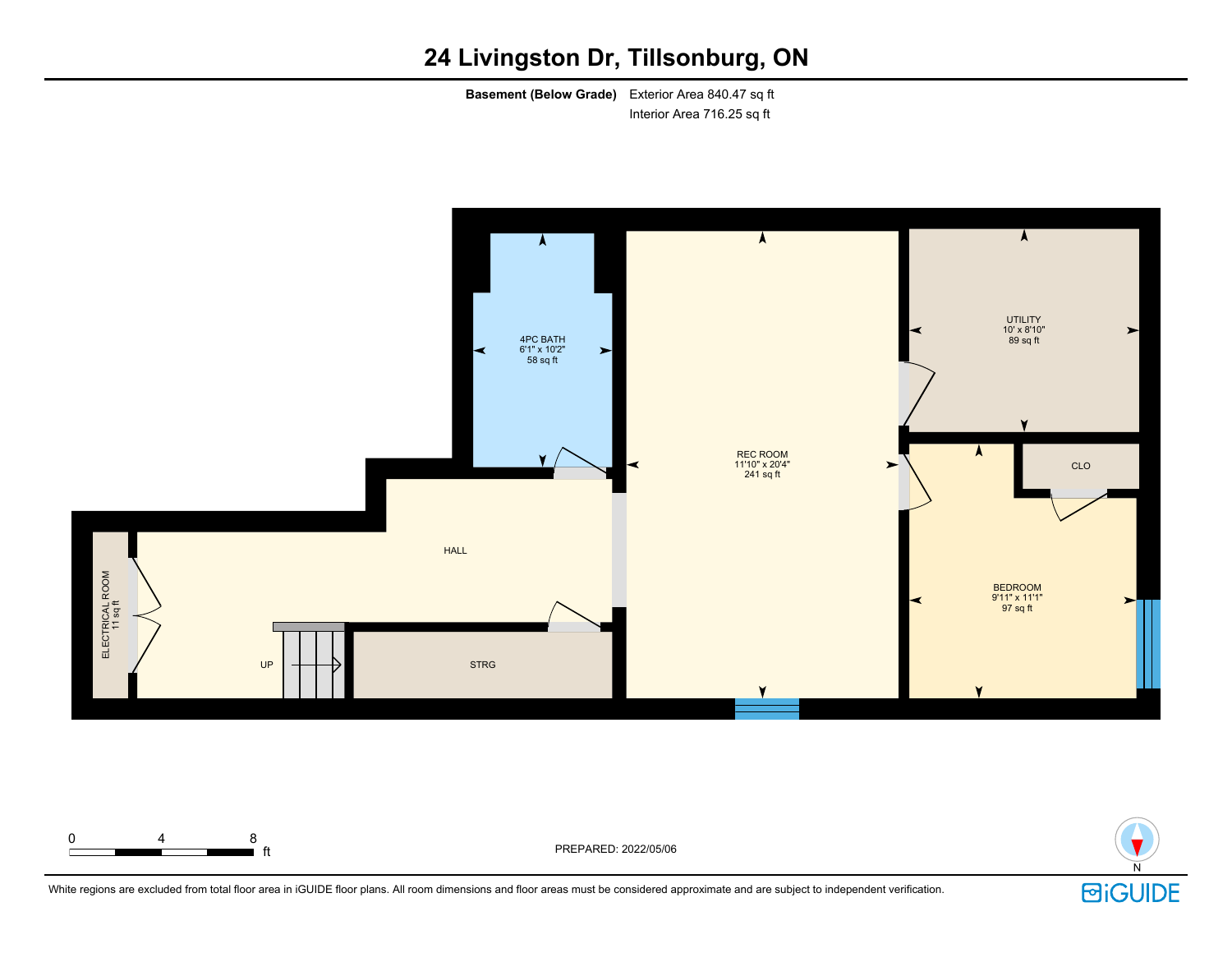# 24 Livingston Dr, Tillsonburg, ON

**Basement (Below Grade)** Exterior Area 840.47 sq ft
Interior Area 716.25 sq ft

4PC BATH
6'1" x 10'2"
58 sq ft

REC ROOM
11'10" x 20'4"
241 sq ft

UTILITY
10' x 8'10"
89 sq ft

CLO

BEDROOM
9'11" x 11'1"
97 sq ft

HALL

ELECTRICAL ROOM
11 sq ft

UP

STRG

0 4 8 ft

PREPARED: 2022/05/06

N

White regions are excluded from total floor area in iGUIDE floor plans. All room dimensions and floor areas must be considered approximate and are subject to independent verification.

iGUIDE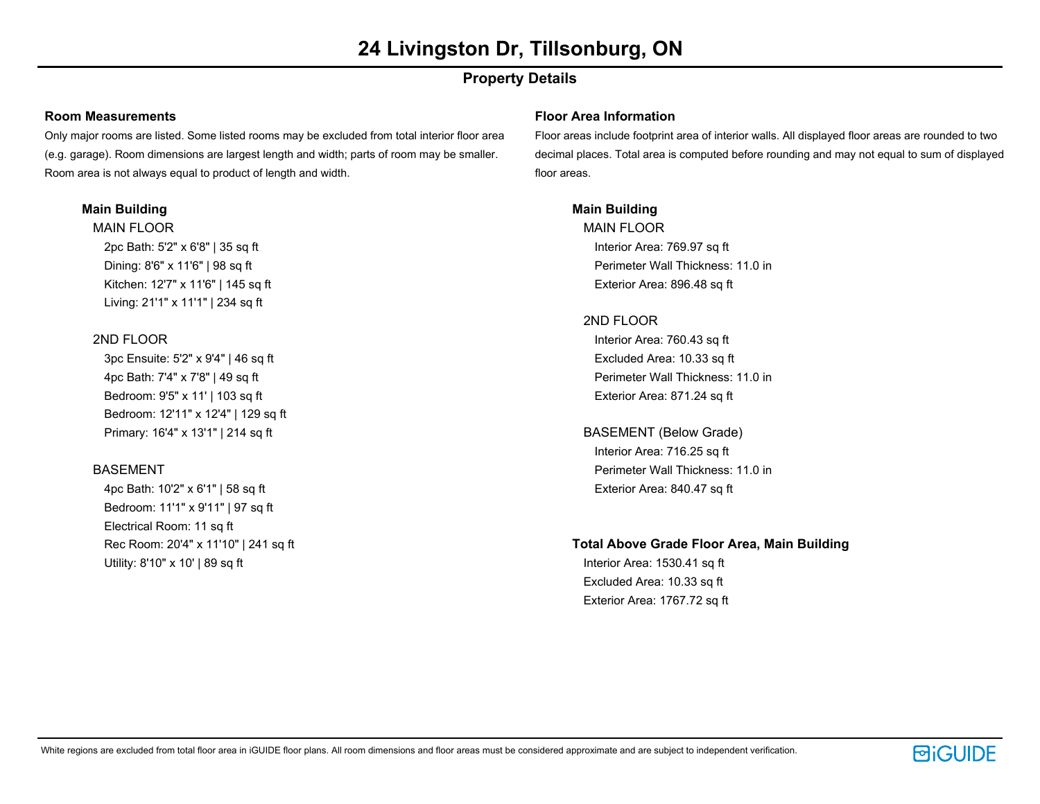# 24 Livingston Dr, Tillsonburg, ON

## Property Details

### Room Measurements

Only major rooms are listed. Some listed rooms may be excluded from total interior floor area (e.g. garage). Room dimensions are largest length and width; parts of room may be smaller. Room area is not always equal to product of length and width.

#### Main Building

MAIN FLOOR

- 2pc Bath: 5'2" x 6'8" | 35 sq ft
- Dining: 8'6" x 11'6" | 98 sq ft
- Kitchen: 12'7" x 11'6" | 145 sq ft
- Living: 21'1" x 11'1" | 234 sq ft

2ND FLOOR

- 3pc Ensuite: 5'2" x 9'4" | 46 sq ft
- 4pc Bath: 7'4" x 7'8" | 49 sq ft
- Bedroom: 9'5" x 11' | 103 sq ft
- Bedroom: 12'11" x 12'4" | 129 sq ft
- Primary: 16'4" x 13'1" | 214 sq ft

BASEMENT

- 4pc Bath: 10'2" x 6'1" | 58 sq ft
- Bedroom: 11'1" x 9'11" | 97 sq ft
- Electrical Room: 11 sq ft
- Rec Room: 20'4" x 11'10" | 241 sq ft
- Utility: 8'10" x 10' | 89 sq ft

### Floor Area Information

Floor areas include footprint area of interior walls. All displayed floor areas are rounded to two decimal places. Total area is computed before rounding and may not equal to sum of displayed floor areas.

#### Main Building

MAIN FLOOR

- Interior Area: 769.97 sq ft
- Perimeter Wall Thickness: 11.0 in
- Exterior Area: 896.48 sq ft

2ND FLOOR

- Interior Area: 760.43 sq ft
- Excluded Area: 10.33 sq ft
- Perimeter Wall Thickness: 11.0 in
- Exterior Area: 871.24 sq ft

BASEMENT (Below Grade)

- Interior Area: 716.25 sq ft
- Perimeter Wall Thickness: 11.0 in
- Exterior Area: 840.47 sq ft

#### Total Above Grade Floor Area, Main Building

- Interior Area: 1530.41 sq ft
- Excluded Area: 10.33 sq ft
- Exterior Area: 1767.72 sq ft

White regions are excluded from total floor area in iGUIDE floor plans. All room dimensions and floor areas must be considered approximate and are subject to independent verification.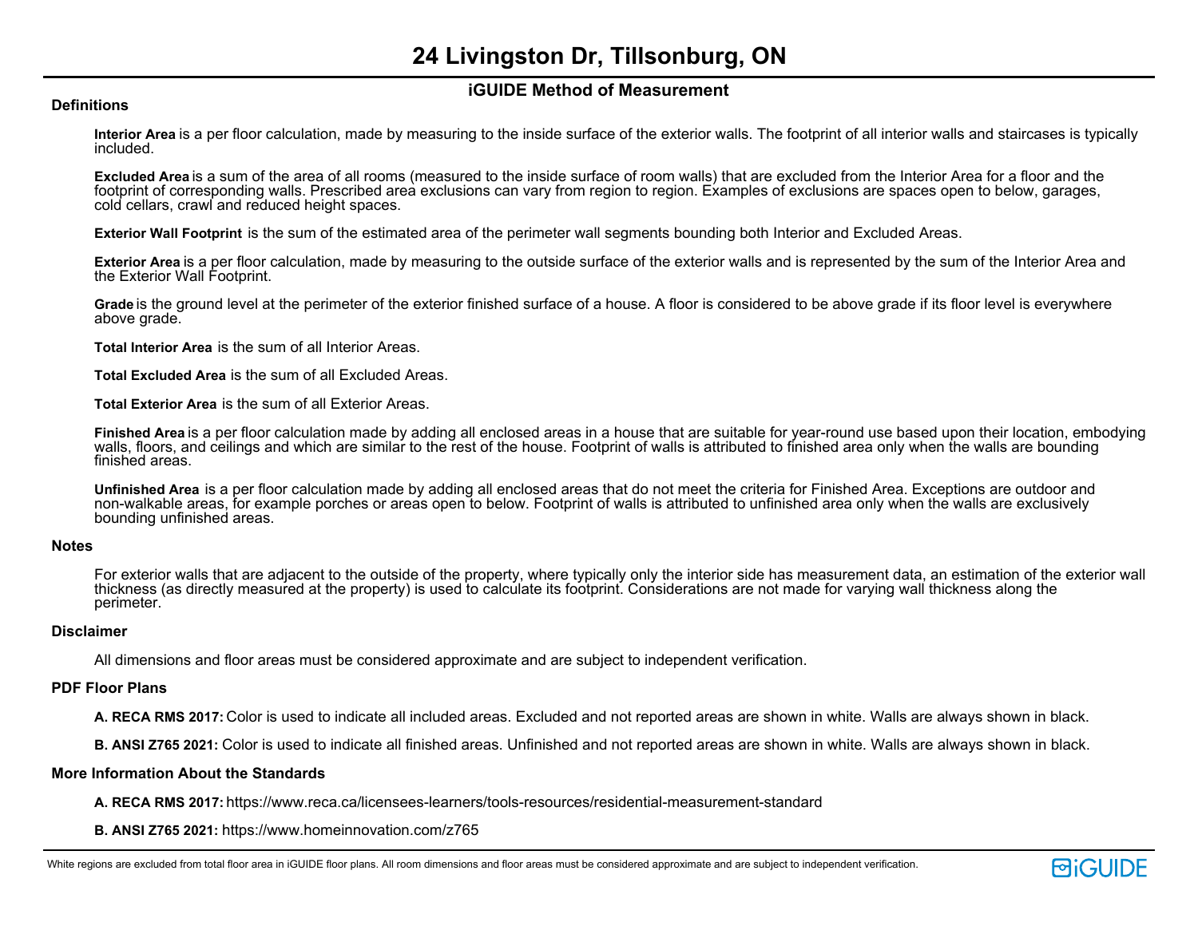# 24 Livingston Dr, Tillsonburg, ON

## iGUIDE Method of Measurement

### Definitions

**Interior Area** is a per floor calculation, made by measuring to the inside surface of the exterior walls. The footprint of all interior walls and staircases is typically included.

**Excluded Area** is a sum of the area of all rooms (measured to the inside surface of room walls) that are excluded from the Interior Area for a floor and the footprint of corresponding walls. Prescribed area exclusions can vary from region to region. Examples of exclusions are spaces open to below, garages, cold cellars, crawl and reduced height spaces.

**Exterior Wall Footprint** is the sum of the estimated area of the perimeter wall segments bounding both Interior and Excluded Areas.

**Exterior Area** is a per floor calculation, made by measuring to the outside surface of the exterior walls and is represented by the sum of the Interior Area and the Exterior Wall Footprint.

**Grade** is the ground level at the perimeter of the exterior finished surface of a house. A floor is considered to be above grade if its floor level is everywhere above grade.

**Total Interior Area** is the sum of all Interior Areas.

**Total Excluded Area** is the sum of all Excluded Areas.

**Total Exterior Area** is the sum of all Exterior Areas.

**Finished Area** is a per floor calculation made by adding all enclosed areas in a house that are suitable for year-round use based upon their location, embodying walls, floors, and ceilings and which are similar to the rest of the house. Footprint of walls is attributed to finished area only when the walls are bounding finished areas.

**Unfinished Area** is a per floor calculation made by adding all enclosed areas that do not meet the criteria for Finished Area. Exceptions are outdoor and non-walkable areas, for example porches or areas open to below. Footprint of walls is attributed to unfinished area only when the walls are exclusively bounding unfinished areas.

### Notes

For exterior walls that are adjacent to the outside of the property, where typically only the interior side has measurement data, an estimation of the exterior wall thickness (as directly measured at the property) is used to calculate its footprint. Considerations are not made for varying wall thickness along the perimeter.

### Disclaimer

All dimensions and floor areas must be considered approximate and are subject to independent verification.

### PDF Floor Plans

**A. RECA RMS 2017:** Color is used to indicate all included areas. Excluded and not reported areas are shown in white. Walls are always shown in black.

**B. ANSI Z765 2021:** Color is used to indicate all finished areas. Unfinished and not reported areas are shown in white. Walls are always shown in black.

### More Information About the Standards

**A. RECA RMS 2017:** https://www.reca.ca/licensees-learners/tools-resources/residential-measurement-standard

**B. ANSI Z765 2021:** https://www.homeinnovation.com/z765

White regions are excluded from total floor area in iGUIDE floor plans. All room dimensions and floor areas must be considered approximate and are subject to independent verification.

iGUIDE